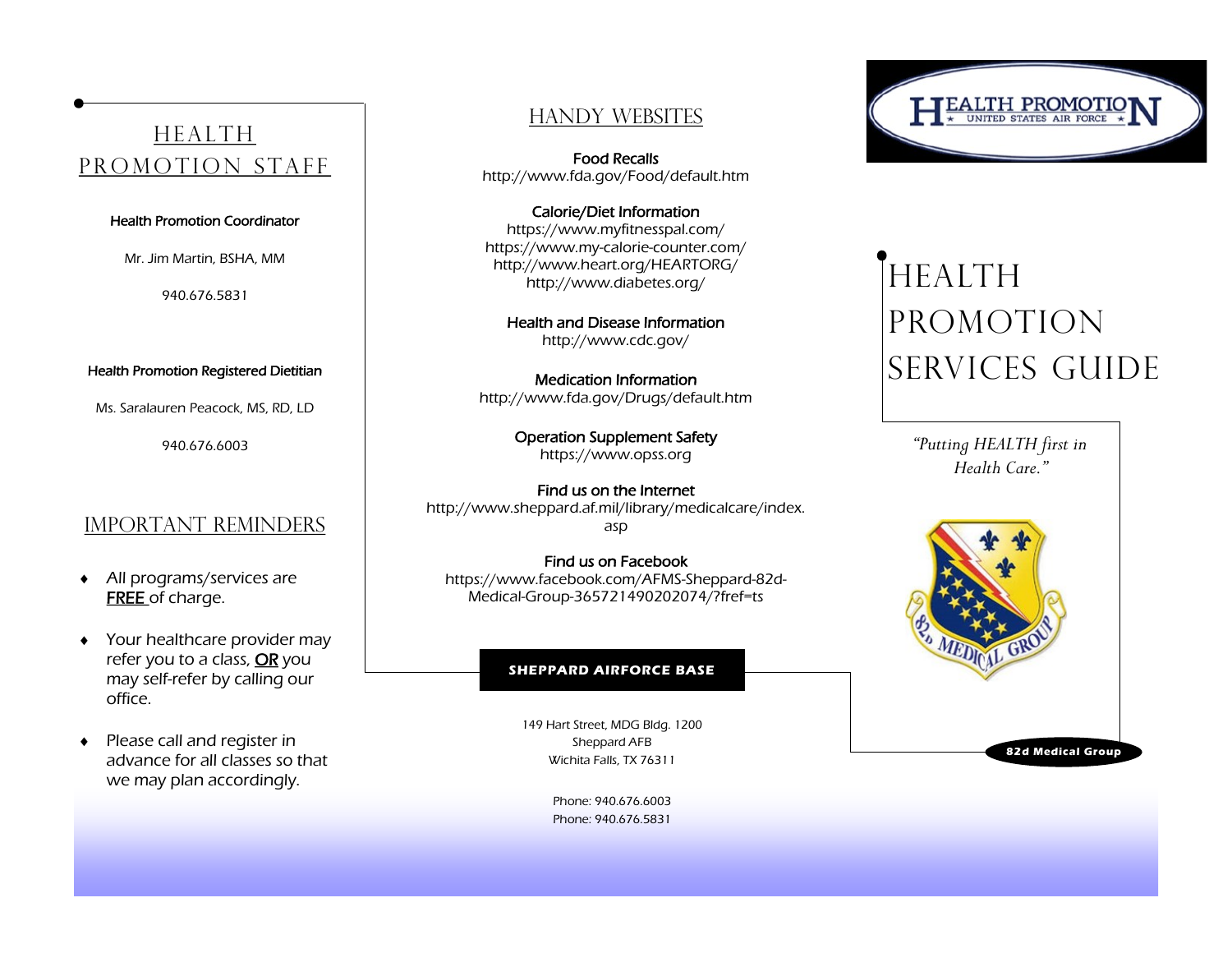## Health Promotion Staff

**Health Promotion Coordinator**

Mr. Jim Martin, BSHA, MM

940.676.5831

**Health Promotion Registered Dietitian**

Ms. Saralauren Peacock, MS, RD, LD

940.676.6003

## Important Reminders

- All programs/services are **FREE** of charge.
- Your healthcare provider may refer you to a class, **OR** you may self-refer by calling our office.
- Please call and register in advance for all classes so that we may plan accordingly.

## Handy Websites

**Food Recalls**
http://www.fda.gov/Food/default.htm

**Calorie/Diet Information**
https://www.myfitnesspal.com/
https://www.my-calorie-counter.com/
http://www.heart.org/HEARTORG/
http://www.diabetes.org/

**Health and Disease Information**
http://www.cdc.gov/

**Medication Information**
http://www.fda.gov/Drugs/default.htm

**Operation Supplement Safety**
https://www.opss.org

**Find us on the Internet**
http://www.sheppard.af.mil/library/medicalcare/index.asp

**Find us on Facebook**
https://www.facebook.com/AFMS-Sheppard-82d-Medical-Group-365721490202074/?fref=ts

**SHEPPARD AIRFORCE BASE**

149 Hart Street, MDG Bldg. 1200
Sheppard AFB
Wichita Falls, TX 76311

Phone: 940.676.6003
Phone: 940.676.5831

HEALTH PROMOTION
UNITED STATES AIR FORCE

# Health Promotion Services Guide

*"Putting HEALTH first in Health Care."*

82d Medical Group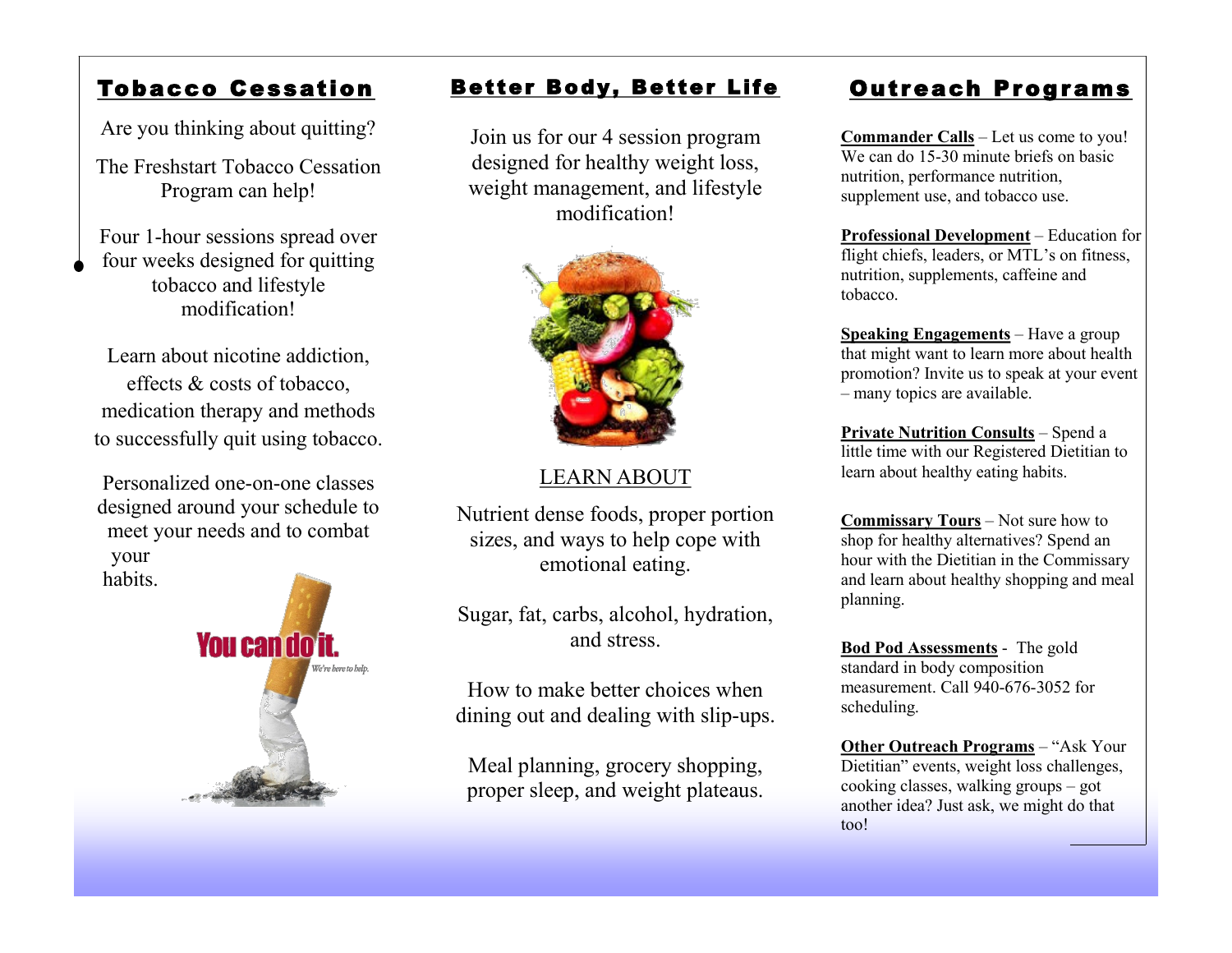## Tobacco Cessation

Are you thinking about quitting?

The Freshstart Tobacco Cessation Program can help!

Four 1-hour sessions spread over four weeks designed for quitting tobacco and lifestyle modification!

Learn about nicotine addiction, effects & costs of tobacco, medication therapy and methods to successfully quit using tobacco.

Personalized one-on-one classes designed around your schedule to meet your needs and to combat your habits.

You can do it.

We're here to help.

## Better Body, Better Life

Join us for our 4 session program designed for healthy weight loss, weight management, and lifestyle modification!

LEARN ABOUT

Nutrient dense foods, proper portion sizes, and ways to help cope with emotional eating.

Sugar, fat, carbs, alcohol, hydration, and stress.

How to make better choices when dining out and dealing with slip-ups.

Meal planning, grocery shopping, proper sleep, and weight plateaus.

## Outreach Programs

**Commander Calls** – Let us come to you! We can do 15-30 minute briefs on basic nutrition, performance nutrition, supplement use, and tobacco use.

**Professional Development** – Education for flight chiefs, leaders, or MTL's on fitness, nutrition, supplements, caffeine and tobacco.

**Speaking Engagements** – Have a group that might want to learn more about health promotion? Invite us to speak at your event – many topics are available.

**Private Nutrition Consults** – Spend a little time with our Registered Dietitian to learn about healthy eating habits.

**Commissary Tours** – Not sure how to shop for healthy alternatives? Spend an hour with the Dietitian in the Commissary and learn about healthy shopping and meal planning.

**Bod Pod Assessments** - The gold standard in body composition measurement. Call 940-676-3052 for scheduling.

**Other Outreach Programs** – "Ask Your Dietitian" events, weight loss challenges, cooking classes, walking groups – got another idea? Just ask, we might do that too!